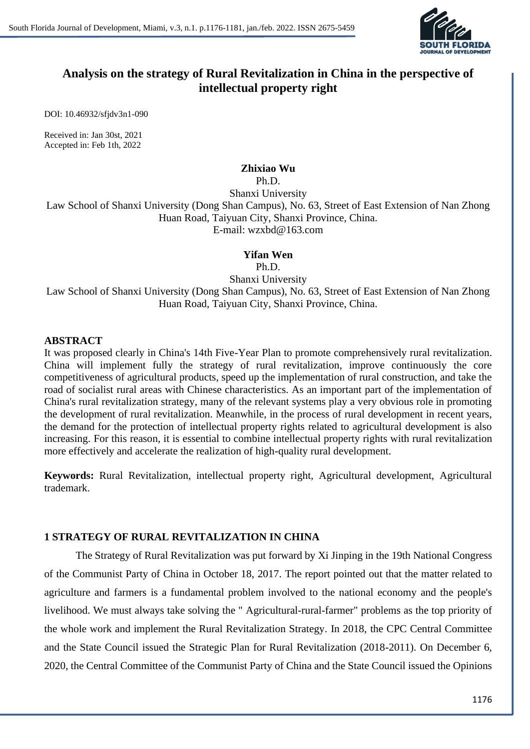# Analysis on the strategy of Rural Revitalization in China in the perspective of intellectual property right

DOI: 10.46932/sfjdv3n1-090

Received in: Jan 30st, 2021
Accepted in: Feb 1th, 2022

**Zhixiao Wu**
Ph.D.
Shanxi University
Law School of Shanxi University (Dong Shan Campus), No. 63, Street of East Extension of Nan Zhong Huan Road, Taiyuan City, Shanxi Province, China.
E-mail: wzxbd@163.com

**Yifan Wen**
Ph.D.
Shanxi University
Law School of Shanxi University (Dong Shan Campus), No. 63, Street of East Extension of Nan Zhong Huan Road, Taiyuan City, Shanxi Province, China.

## ABSTRACT

It was proposed clearly in China's 14th Five-Year Plan to promote comprehensively rural revitalization. China will implement fully the strategy of rural revitalization, improve continuously the core competitiveness of agricultural products, speed up the implementation of rural construction, and take the road of socialist rural areas with Chinese characteristics. As an important part of the implementation of China's rural revitalization strategy, many of the relevant systems play a very obvious role in promoting the development of rural revitalization. Meanwhile, in the process of rural development in recent years, the demand for the protection of intellectual property rights related to agricultural development is also increasing. For this reason, it is essential to combine intellectual property rights with rural revitalization more effectively and accelerate the realization of high-quality rural development.

**Keywords:** Rural Revitalization, intellectual property right, Agricultural development, Agricultural trademark.

## 1 STRATEGY OF RURAL REVITALIZATION IN CHINA

The Strategy of Rural Revitalization was put forward by Xi Jinping in the 19th National Congress of the Communist Party of China in October 18, 2017. The report pointed out that the matter related to agriculture and farmers is a fundamental problem involved to the national economy and the people's livelihood. We must always take solving the " Agricultural-rural-farmer" problems as the top priority of the whole work and implement the Rural Revitalization Strategy. In 2018, the CPC Central Committee and the State Council issued the Strategic Plan for Rural Revitalization (2018-2011). On December 6, 2020, the Central Committee of the Communist Party of China and the State Council issued the Opinions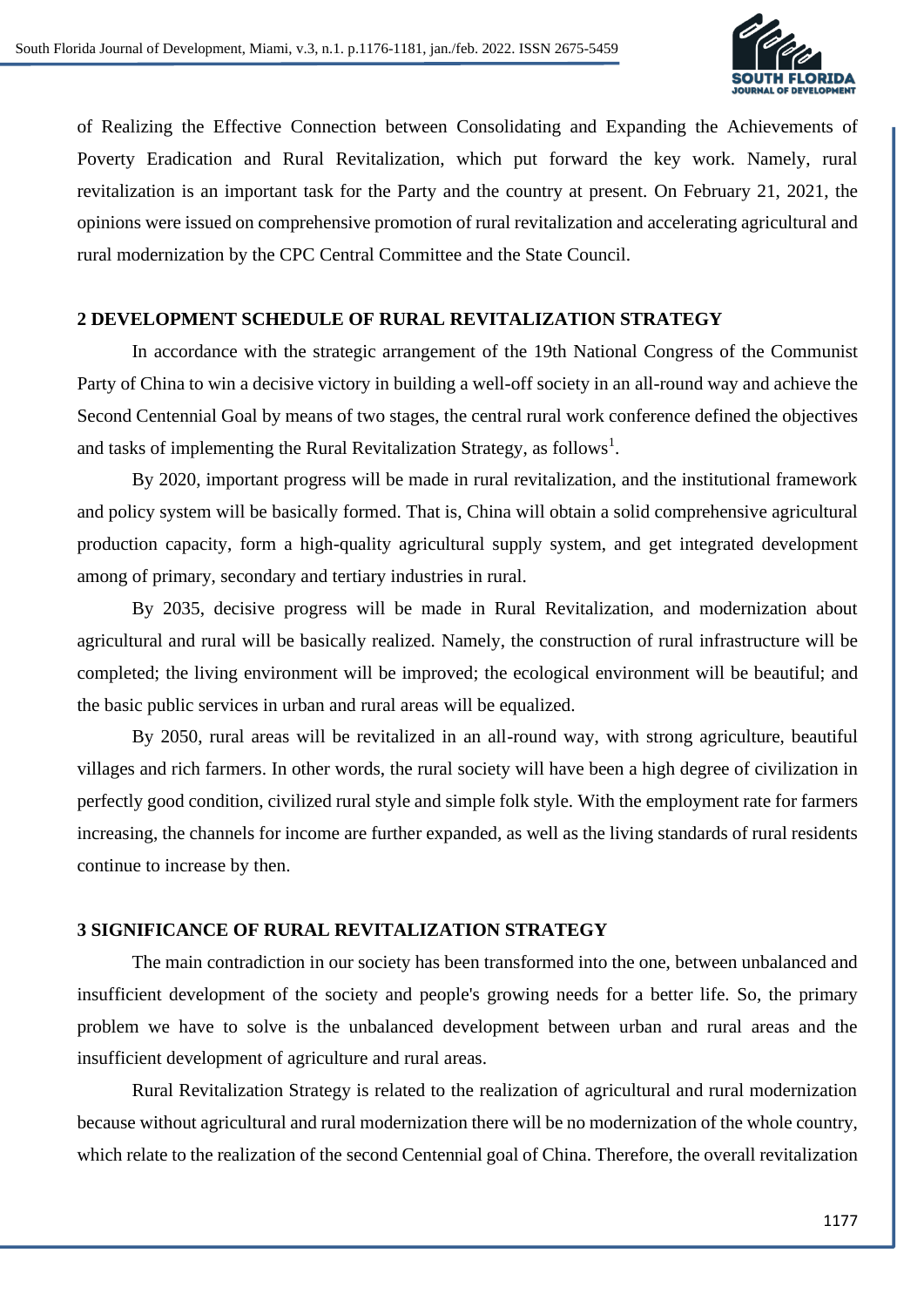of Realizing the Effective Connection between Consolidating and Expanding the Achievements of Poverty Eradication and Rural Revitalization, which put forward the key work. Namely, rural revitalization is an important task for the Party and the country at present. On February 21, 2021, the opinions were issued on comprehensive promotion of rural revitalization and accelerating agricultural and rural modernization by the CPC Central Committee and the State Council.

## 2 DEVELOPMENT SCHEDULE OF RURAL REVITALIZATION STRATEGY

In accordance with the strategic arrangement of the 19th National Congress of the Communist Party of China to win a decisive victory in building a well-off society in an all-round way and achieve the Second Centennial Goal by means of two stages, the central rural work conference defined the objectives and tasks of implementing the Rural Revitalization Strategy, as follows[1].

By 2020, important progress will be made in rural revitalization, and the institutional framework and policy system will be basically formed. That is, China will obtain a solid comprehensive agricultural production capacity, form a high-quality agricultural supply system, and get integrated development among of primary, secondary and tertiary industries in rural.

By 2035, decisive progress will be made in Rural Revitalization, and modernization about agricultural and rural will be basically realized. Namely, the construction of rural infrastructure will be completed; the living environment will be improved; the ecological environment will be beautiful; and the basic public services in urban and rural areas will be equalized.

By 2050, rural areas will be revitalized in an all-round way, with strong agriculture, beautiful villages and rich farmers. In other words, the rural society will have been a high degree of civilization in perfectly good condition, civilized rural style and simple folk style. With the employment rate for farmers increasing, the channels for income are further expanded, as well as the living standards of rural residents continue to increase by then.

## 3 SIGNIFICANCE OF RURAL REVITALIZATION STRATEGY

The main contradiction in our society has been transformed into the one, between unbalanced and insufficient development of the society and people's growing needs for a better life. So, the primary problem we have to solve is the unbalanced development between urban and rural areas and the insufficient development of agriculture and rural areas.

Rural Revitalization Strategy is related to the realization of agricultural and rural modernization because without agricultural and rural modernization there will be no modernization of the whole country, which relate to the realization of the second Centennial goal of China. Therefore, the overall revitalization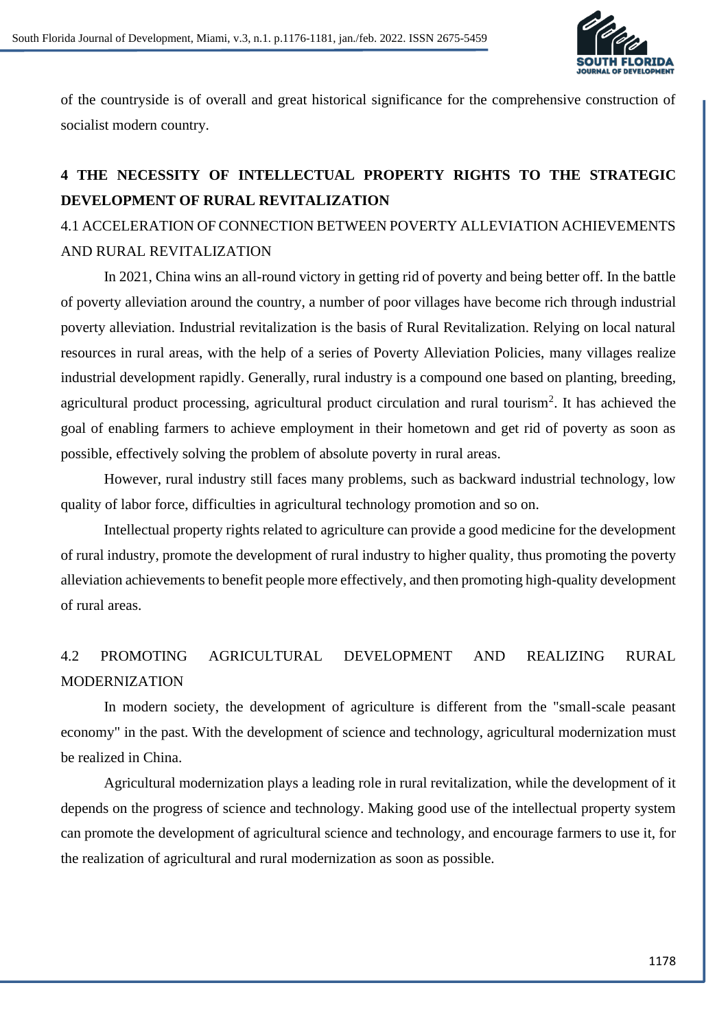of the countryside is of overall and great historical significance for the comprehensive construction of socialist modern country.

## 4 THE NECESSITY OF INTELLECTUAL PROPERTY RIGHTS TO THE STRATEGIC DEVELOPMENT OF RURAL REVITALIZATION

### 4.1 ACCELERATION OF CONNECTION BETWEEN POVERTY ALLEVIATION ACHIEVEMENTS AND RURAL REVITALIZATION

In 2021, China wins an all-round victory in getting rid of poverty and being better off. In the battle of poverty alleviation around the country, a number of poor villages have become rich through industrial poverty alleviation. Industrial revitalization is the basis of Rural Revitalization. Relying on local natural resources in rural areas, with the help of a series of Poverty Alleviation Policies, many villages realize industrial development rapidly. Generally, rural industry is a compound one based on planting, breeding, agricultural product processing, agricultural product circulation and rural tourism[2]. It has achieved the goal of enabling farmers to achieve employment in their hometown and get rid of poverty as soon as possible, effectively solving the problem of absolute poverty in rural areas.

However, rural industry still faces many problems, such as backward industrial technology, low quality of labor force, difficulties in agricultural technology promotion and so on.

Intellectual property rights related to agriculture can provide a good medicine for the development of rural industry, promote the development of rural industry to higher quality, thus promoting the poverty alleviation achievements to benefit people more effectively, and then promoting high-quality development of rural areas.

### 4.2 PROMOTING AGRICULTURAL DEVELOPMENT AND REALIZING RURAL MODERNIZATION

In modern society, the development of agriculture is different from the "small-scale peasant economy" in the past. With the development of science and technology, agricultural modernization must be realized in China.

Agricultural modernization plays a leading role in rural revitalization, while the development of it depends on the progress of science and technology. Making good use of the intellectual property system can promote the development of agricultural science and technology, and encourage farmers to use it, for the realization of agricultural and rural modernization as soon as possible.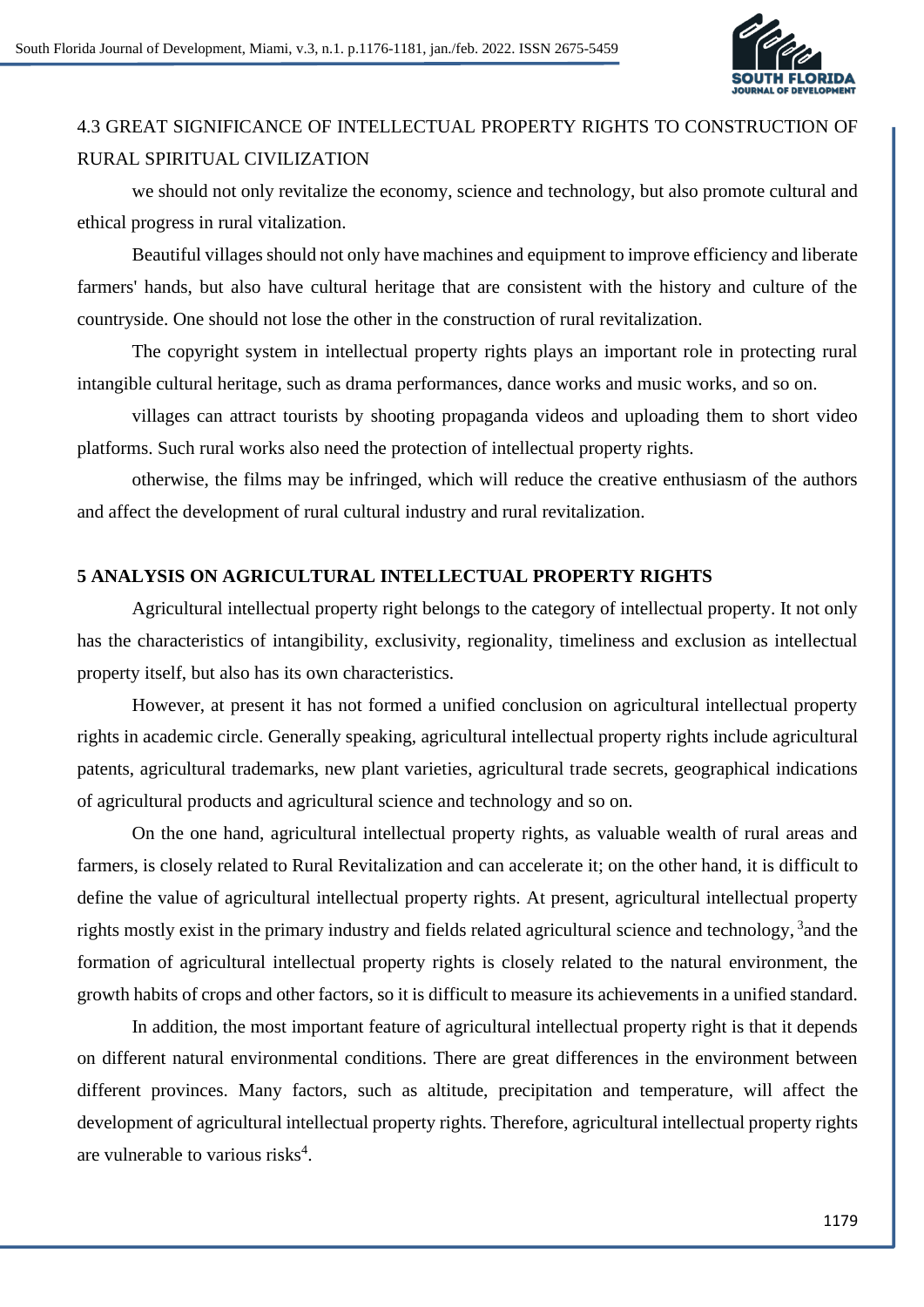## 4.3 GREAT SIGNIFICANCE OF INTELLECTUAL PROPERTY RIGHTS TO CONSTRUCTION OF RURAL SPIRITUAL CIVILIZATION

we should not only revitalize the economy, science and technology, but also promote cultural and ethical progress in rural vitalization.

Beautiful villages should not only have machines and equipment to improve efficiency and liberate farmers' hands, but also have cultural heritage that are consistent with the history and culture of the countryside. One should not lose the other in the construction of rural revitalization.

The copyright system in intellectual property rights plays an important role in protecting rural intangible cultural heritage, such as drama performances, dance works and music works, and so on.

villages can attract tourists by shooting propaganda videos and uploading them to short video platforms. Such rural works also need the protection of intellectual property rights.

otherwise, the films may be infringed, which will reduce the creative enthusiasm of the authors and affect the development of rural cultural industry and rural revitalization.

## 5 ANALYSIS ON AGRICULTURAL INTELLECTUAL PROPERTY RIGHTS

Agricultural intellectual property right belongs to the category of intellectual property. It not only has the characteristics of intangibility, exclusivity, regionality, timeliness and exclusion as intellectual property itself, but also has its own characteristics.

However, at present it has not formed a unified conclusion on agricultural intellectual property rights in academic circle. Generally speaking, agricultural intellectual property rights include agricultural patents, agricultural trademarks, new plant varieties, agricultural trade secrets, geographical indications of agricultural products and agricultural science and technology and so on.

On the one hand, agricultural intellectual property rights, as valuable wealth of rural areas and farmers, is closely related to Rural Revitalization and can accelerate it; on the other hand, it is difficult to define the value of agricultural intellectual property rights. At present, agricultural intellectual property rights mostly exist in the primary industry and fields related agricultural science and technology, [3]and the formation of agricultural intellectual property rights is closely related to the natural environment, the growth habits of crops and other factors, so it is difficult to measure its achievements in a unified standard.

In addition, the most important feature of agricultural intellectual property right is that it depends on different natural environmental conditions. There are great differences in the environment between different provinces. Many factors, such as altitude, precipitation and temperature, will affect the development of agricultural intellectual property rights. Therefore, agricultural intellectual property rights are vulnerable to various risks[4].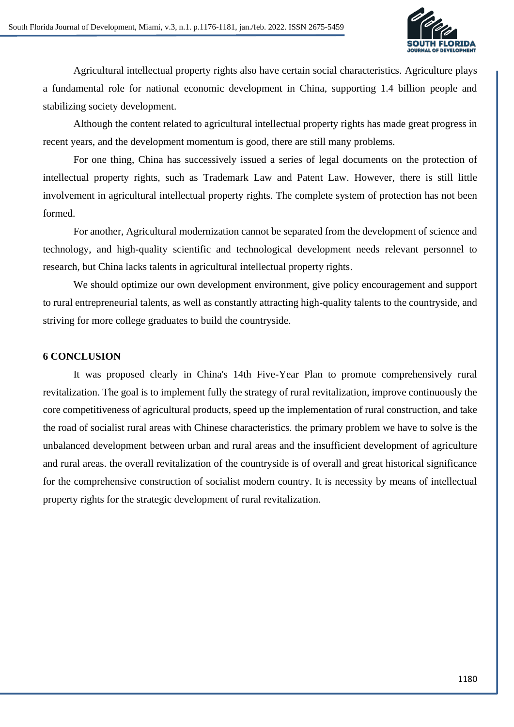Agricultural intellectual property rights also have certain social characteristics. Agriculture plays a fundamental role for national economic development in China, supporting 1.4 billion people and stabilizing society development.

Although the content related to agricultural intellectual property rights has made great progress in recent years, and the development momentum is good, there are still many problems.

For one thing, China has successively issued a series of legal documents on the protection of intellectual property rights, such as Trademark Law and Patent Law. However, there is still little involvement in agricultural intellectual property rights. The complete system of protection has not been formed.

For another, Agricultural modernization cannot be separated from the development of science and technology, and high-quality scientific and technological development needs relevant personnel to research, but China lacks talents in agricultural intellectual property rights.

We should optimize our own development environment, give policy encouragement and support to rural entrepreneurial talents, as well as constantly attracting high-quality talents to the countryside, and striving for more college graduates to build the countryside.

## 6 CONCLUSION

It was proposed clearly in China's 14th Five-Year Plan to promote comprehensively rural revitalization. The goal is to implement fully the strategy of rural revitalization, improve continuously the core competitiveness of agricultural products, speed up the implementation of rural construction, and take the road of socialist rural areas with Chinese characteristics. the primary problem we have to solve is the unbalanced development between urban and rural areas and the insufficient development of agriculture and rural areas. the overall revitalization of the countryside is of overall and great historical significance for the comprehensive construction of socialist modern country. It is necessity by means of intellectual property rights for the strategic development of rural revitalization.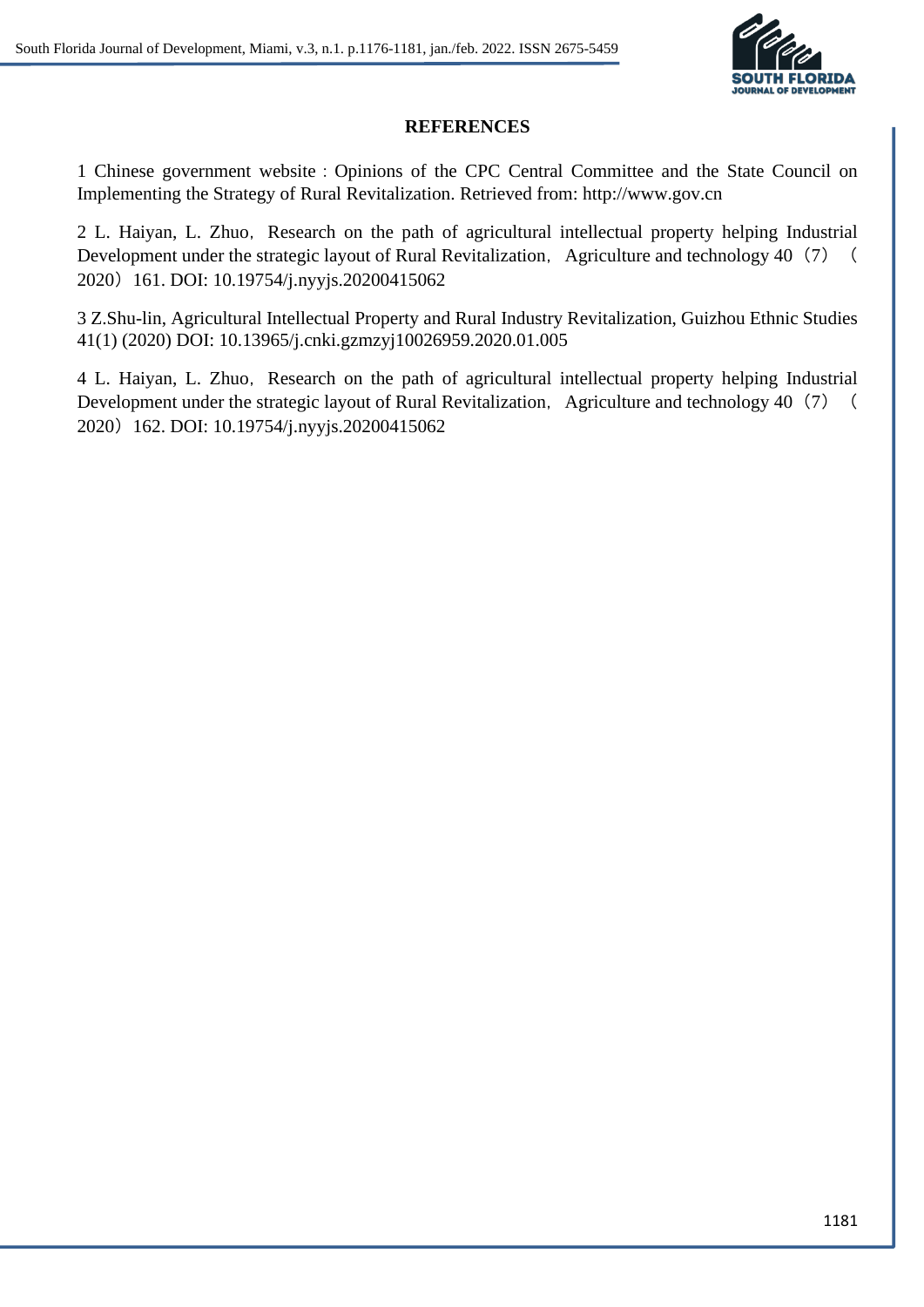**REFERENCES**

1 Chinese government website：Opinions of the CPC Central Committee and the State Council on Implementing the Strategy of Rural Revitalization. Retrieved from: http://www.gov.cn

2 L. Haiyan, L. Zhuo，Research on the path of agricultural intellectual property helping Industrial Development under the strategic layout of Rural Revitalization，Agriculture and technology 40（7）（2020）161. DOI: 10.19754/j.nyyjs.20200415062

3 Z.Shu-lin, Agricultural Intellectual Property and Rural Industry Revitalization, Guizhou Ethnic Studies 41(1) (2020) DOI: 10.13965/j.cnki.gzmzyj10026959.2020.01.005

4 L. Haiyan, L. Zhuo，Research on the path of agricultural intellectual property helping Industrial Development under the strategic layout of Rural Revitalization，Agriculture and technology 40（7）（2020）162. DOI: 10.19754/j.nyyjs.20200415062